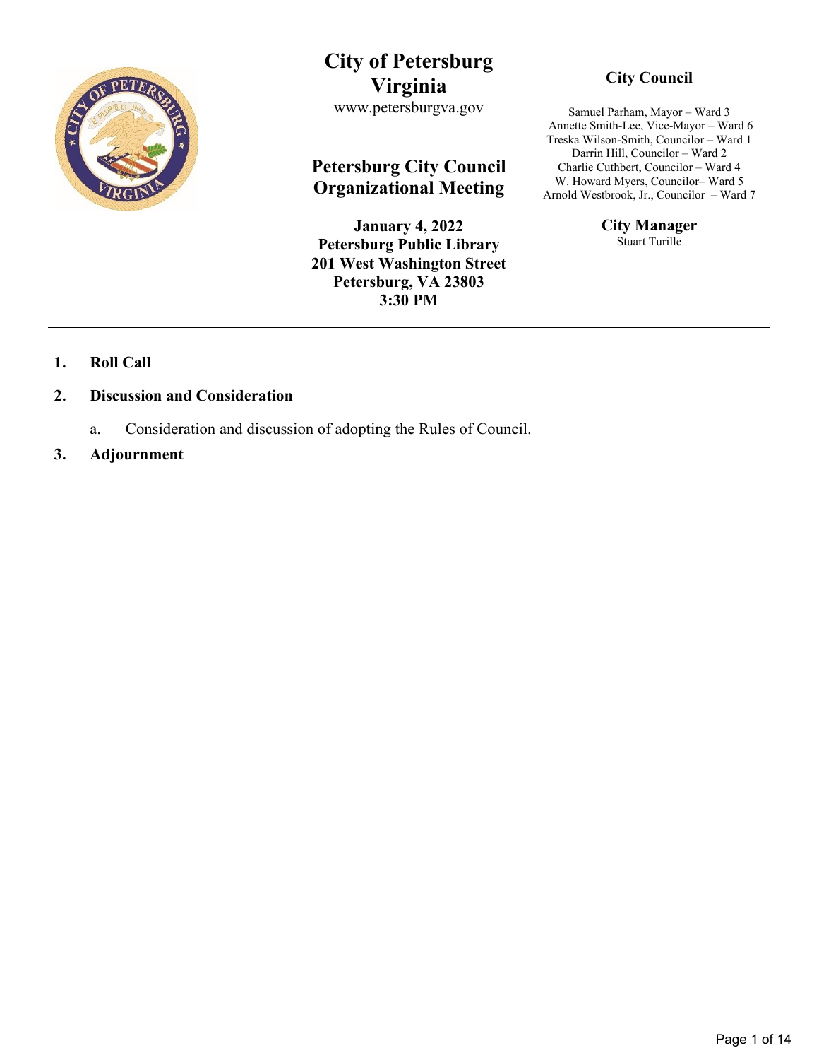# City of Petersburg Virginia

www.petersburgva.gov

## Petersburg City Council Organizational Meeting

**January 4, 2022**
**Petersburg Public Library**
**201 West Washington Street**
**Petersburg, VA 23803**
**3:30 PM**

### City Council

Samuel Parham, Mayor – Ward 3
Annette Smith-Lee, Vice-Mayor – Ward 6
Treska Wilson-Smith, Councilor – Ward 1
Darrin Hill, Councilor – Ward 2
Charlie Cuthbert, Councilor – Ward 4
W. Howard Myers, Councilor– Ward 5
Arnold Westbrook, Jr., Councilor – Ward 7

### City Manager

Stuart Turille

---

1. **Roll Call**
2. **Discussion and Consideration**
   a. Consideration and discussion of adopting the Rules of Council.
3. **Adjournment**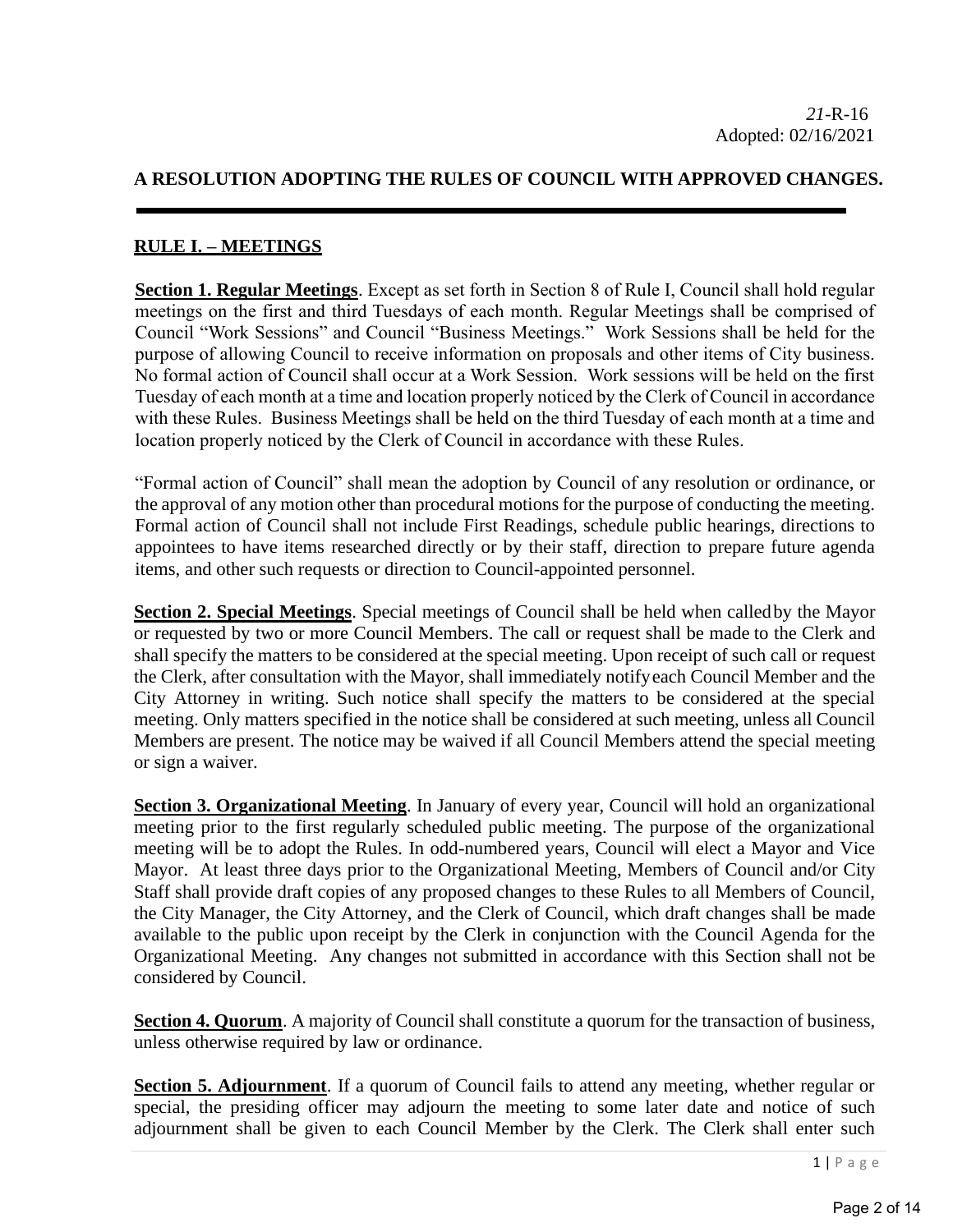*21*-R-16
Adopted: 02/16/2021

## A RESOLUTION ADOPTING THE RULES OF COUNCIL WITH APPROVED CHANGES.

### RULE I. – MEETINGS

**Section 1. Regular Meetings**. Except as set forth in Section 8 of Rule I, Council shall hold regular meetings on the first and third Tuesdays of each month. Regular Meetings shall be comprised of Council "Work Sessions" and Council "Business Meetings." Work Sessions shall be held for the purpose of allowing Council to receive information on proposals and other items of City business. No formal action of Council shall occur at a Work Session. Work sessions will be held on the first Tuesday of each month at a time and location properly noticed by the Clerk of Council in accordance with these Rules. Business Meetings shall be held on the third Tuesday of each month at a time and location properly noticed by the Clerk of Council in accordance with these Rules.

"Formal action of Council" shall mean the adoption by Council of any resolution or ordinance, or the approval of any motion other than procedural motions for the purpose of conducting the meeting. Formal action of Council shall not include First Readings, schedule public hearings, directions to appointees to have items researched directly or by their staff, direction to prepare future agenda items, and other such requests or direction to Council-appointed personnel.

**Section 2. Special Meetings**. Special meetings of Council shall be held when called by the Mayor or requested by two or more Council Members. The call or request shall be made to the Clerk and shall specify the matters to be considered at the special meeting. Upon receipt of such call or request the Clerk, after consultation with the Mayor, shall immediately notify each Council Member and the City Attorney in writing. Such notice shall specify the matters to be considered at the special meeting. Only matters specified in the notice shall be considered at such meeting, unless all Council Members are present. The notice may be waived if all Council Members attend the special meeting or sign a waiver.

**Section 3. Organizational Meeting**. In January of every year, Council will hold an organizational meeting prior to the first regularly scheduled public meeting. The purpose of the organizational meeting will be to adopt the Rules. In odd-numbered years, Council will elect a Mayor and Vice Mayor. At least three days prior to the Organizational Meeting, Members of Council and/or City Staff shall provide draft copies of any proposed changes to these Rules to all Members of Council, the City Manager, the City Attorney, and the Clerk of Council, which draft changes shall be made available to the public upon receipt by the Clerk in conjunction with the Council Agenda for the Organizational Meeting. Any changes not submitted in accordance with this Section shall not be considered by Council.

**Section 4. Quorum**. A majority of Council shall constitute a quorum for the transaction of business, unless otherwise required by law or ordinance.

**Section 5. Adjournment**. If a quorum of Council fails to attend any meeting, whether regular or special, the presiding officer may adjourn the meeting to some later date and notice of such adjournment shall be given to each Council Member by the Clerk. The Clerk shall enter such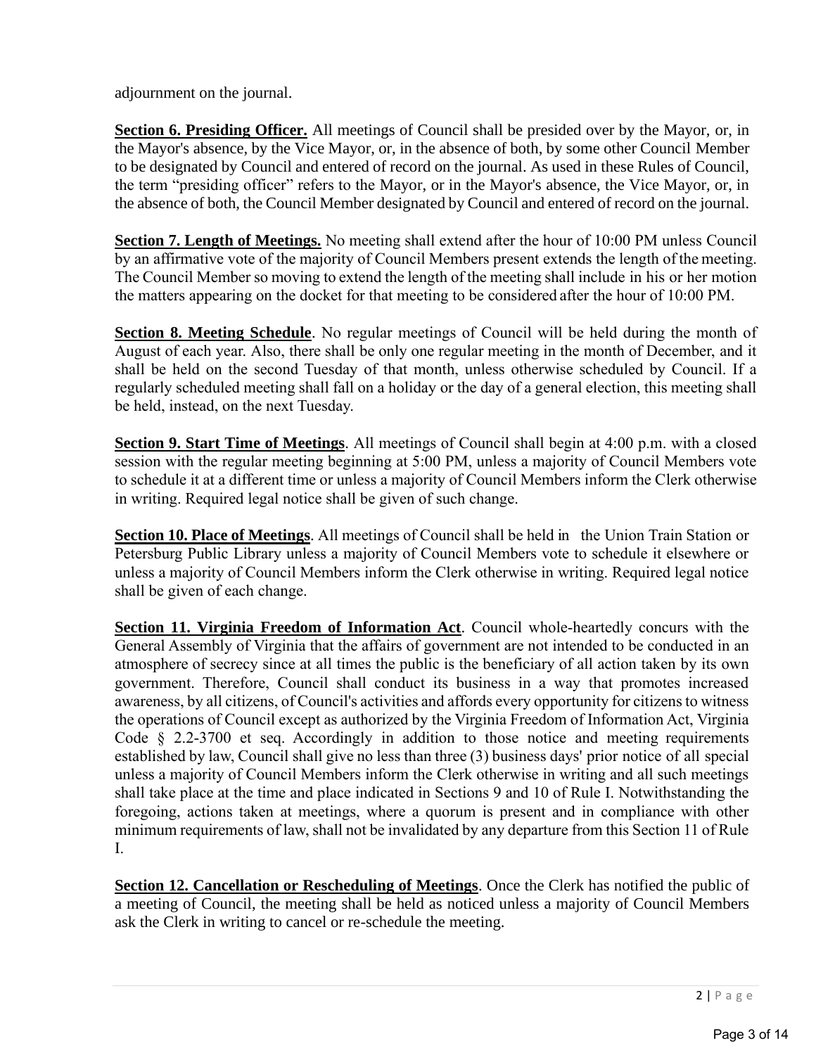adjournment on the journal.

**Section 6. Presiding Officer.** All meetings of Council shall be presided over by the Mayor, or, in the Mayor's absence, by the Vice Mayor, or, in the absence of both, by some other Council Member to be designated by Council and entered of record on the journal. As used in these Rules of Council, the term "presiding officer" refers to the Mayor, or in the Mayor's absence, the Vice Mayor, or, in the absence of both, the Council Member designated by Council and entered of record on the journal.

**Section 7. Length of Meetings.** No meeting shall extend after the hour of 10:00 PM unless Council by an affirmative vote of the majority of Council Members present extends the length of the meeting. The Council Member so moving to extend the length of the meeting shall include in his or her motion the matters appearing on the docket for that meeting to be considered after the hour of 10:00 PM.

**Section 8. Meeting Schedule**. No regular meetings of Council will be held during the month of August of each year. Also, there shall be only one regular meeting in the month of December, and it shall be held on the second Tuesday of that month, unless otherwise scheduled by Council. If a regularly scheduled meeting shall fall on a holiday or the day of a general election, this meeting shall be held, instead, on the next Tuesday.

**Section 9. Start Time of Meetings**. All meetings of Council shall begin at 4:00 p.m. with a closed session with the regular meeting beginning at 5:00 PM, unless a majority of Council Members vote to schedule it at a different time or unless a majority of Council Members inform the Clerk otherwise in writing. Required legal notice shall be given of such change.

**Section 10. Place of Meetings**. All meetings of Council shall be held in the Union Train Station or Petersburg Public Library unless a majority of Council Members vote to schedule it elsewhere or unless a majority of Council Members inform the Clerk otherwise in writing. Required legal notice shall be given of each change.

**Section 11. Virginia Freedom of Information Act**. Council whole-heartedly concurs with the General Assembly of Virginia that the affairs of government are not intended to be conducted in an atmosphere of secrecy since at all times the public is the beneficiary of all action taken by its own government. Therefore, Council shall conduct its business in a way that promotes increased awareness, by all citizens, of Council's activities and affords every opportunity for citizens to witness the operations of Council except as authorized by the Virginia Freedom of Information Act, Virginia Code § 2.2-3700 et seq. Accordingly in addition to those notice and meeting requirements established by law, Council shall give no less than three (3) business days' prior notice of all special unless a majority of Council Members inform the Clerk otherwise in writing and all such meetings shall take place at the time and place indicated in Sections 9 and 10 of Rule I. Notwithstanding the foregoing, actions taken at meetings, where a quorum is present and in compliance with other minimum requirements of law, shall not be invalidated by any departure from this Section 11 of Rule I.

**Section 12. Cancellation or Rescheduling of Meetings**. Once the Clerk has notified the public of a meeting of Council, the meeting shall be held as noticed unless a majority of Council Members ask the Clerk in writing to cancel or re-schedule the meeting.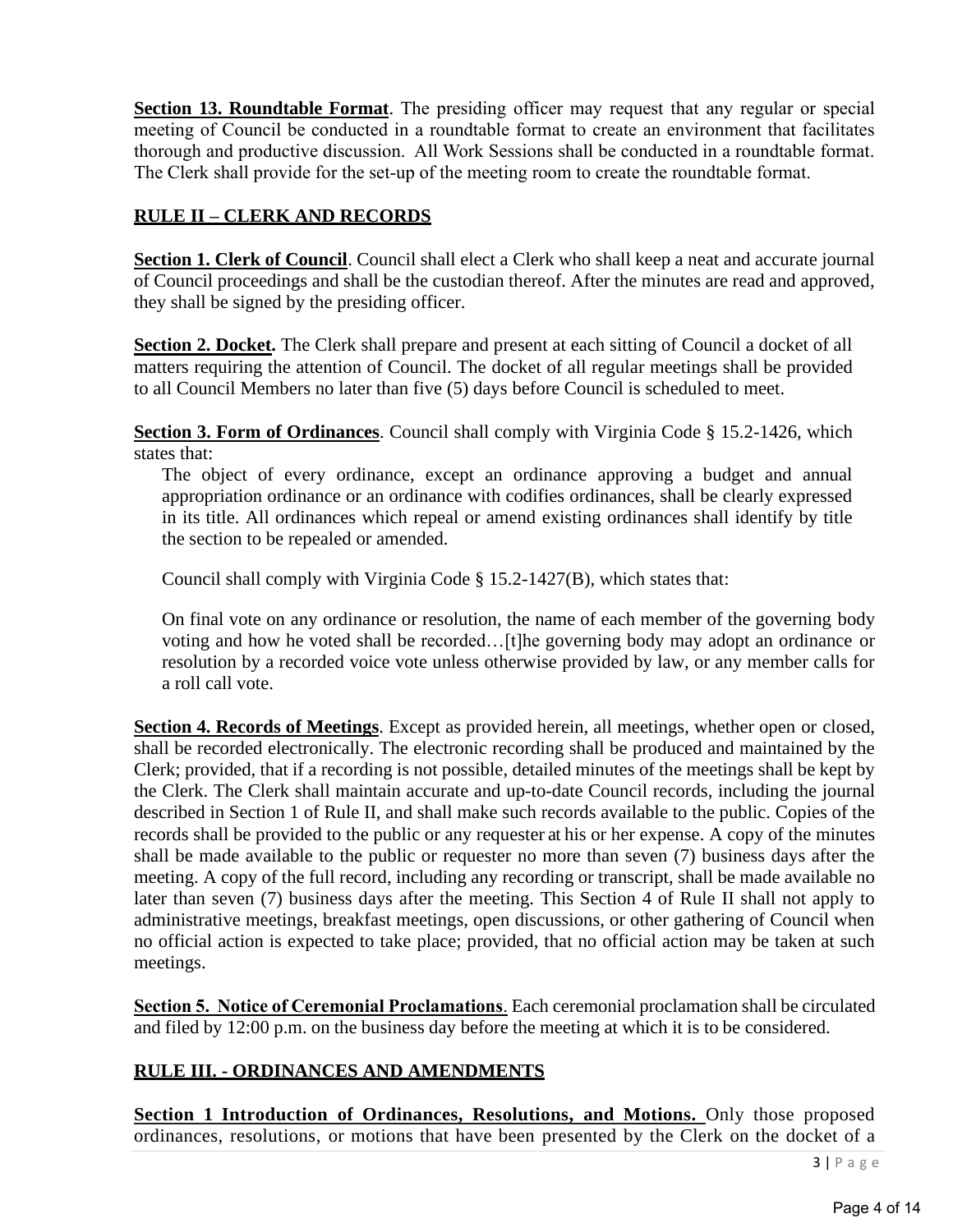**Section 13. Roundtable Format**. The presiding officer may request that any regular or special meeting of Council be conducted in a roundtable format to create an environment that facilitates thorough and productive discussion. All Work Sessions shall be conducted in a roundtable format. The Clerk shall provide for the set-up of the meeting room to create the roundtable format.

## RULE II – CLERK AND RECORDS

**Section 1. Clerk of Council**. Council shall elect a Clerk who shall keep a neat and accurate journal of Council proceedings and shall be the custodian thereof. After the minutes are read and approved, they shall be signed by the presiding officer.

**Section 2. Docket.** The Clerk shall prepare and present at each sitting of Council a docket of all matters requiring the attention of Council. The docket of all regular meetings shall be provided to all Council Members no later than five (5) days before Council is scheduled to meet.

**Section 3. Form of Ordinances**. Council shall comply with Virginia Code § 15.2-1426, which states that:

> The object of every ordinance, except an ordinance approving a budget and annual appropriation ordinance or an ordinance with codifies ordinances, shall be clearly expressed in its title. All ordinances which repeal or amend existing ordinances shall identify by title the section to be repealed or amended.
>
> Council shall comply with Virginia Code § 15.2-1427(B), which states that:
>
> On final vote on any ordinance or resolution, the name of each member of the governing body voting and how he voted shall be recorded…[t]he governing body may adopt an ordinance or resolution by a recorded voice vote unless otherwise provided by law, or any member calls for a roll call vote.

**Section 4. Records of Meetings**. Except as provided herein, all meetings, whether open or closed, shall be recorded electronically. The electronic recording shall be produced and maintained by the Clerk; provided, that if a recording is not possible, detailed minutes of the meetings shall be kept by the Clerk. The Clerk shall maintain accurate and up-to-date Council records, including the journal described in Section 1 of Rule II, and shall make such records available to the public. Copies of the records shall be provided to the public or any requester at his or her expense. A copy of the minutes shall be made available to the public or requester no more than seven (7) business days after the meeting. A copy of the full record, including any recording or transcript, shall be made available no later than seven (7) business days after the meeting. This Section 4 of Rule II shall not apply to administrative meetings, breakfast meetings, open discussions, or other gathering of Council when no official action is expected to take place; provided, that no official action may be taken at such meetings.

**Section 5. Notice of Ceremonial Proclamations**. Each ceremonial proclamation shall be circulated and filed by 12:00 p.m. on the business day before the meeting at which it is to be considered.

## RULE III. - ORDINANCES AND AMENDMENTS

**Section 1 Introduction of Ordinances, Resolutions, and Motions.** Only those proposed ordinances, resolutions, or motions that have been presented by the Clerk on the docket of a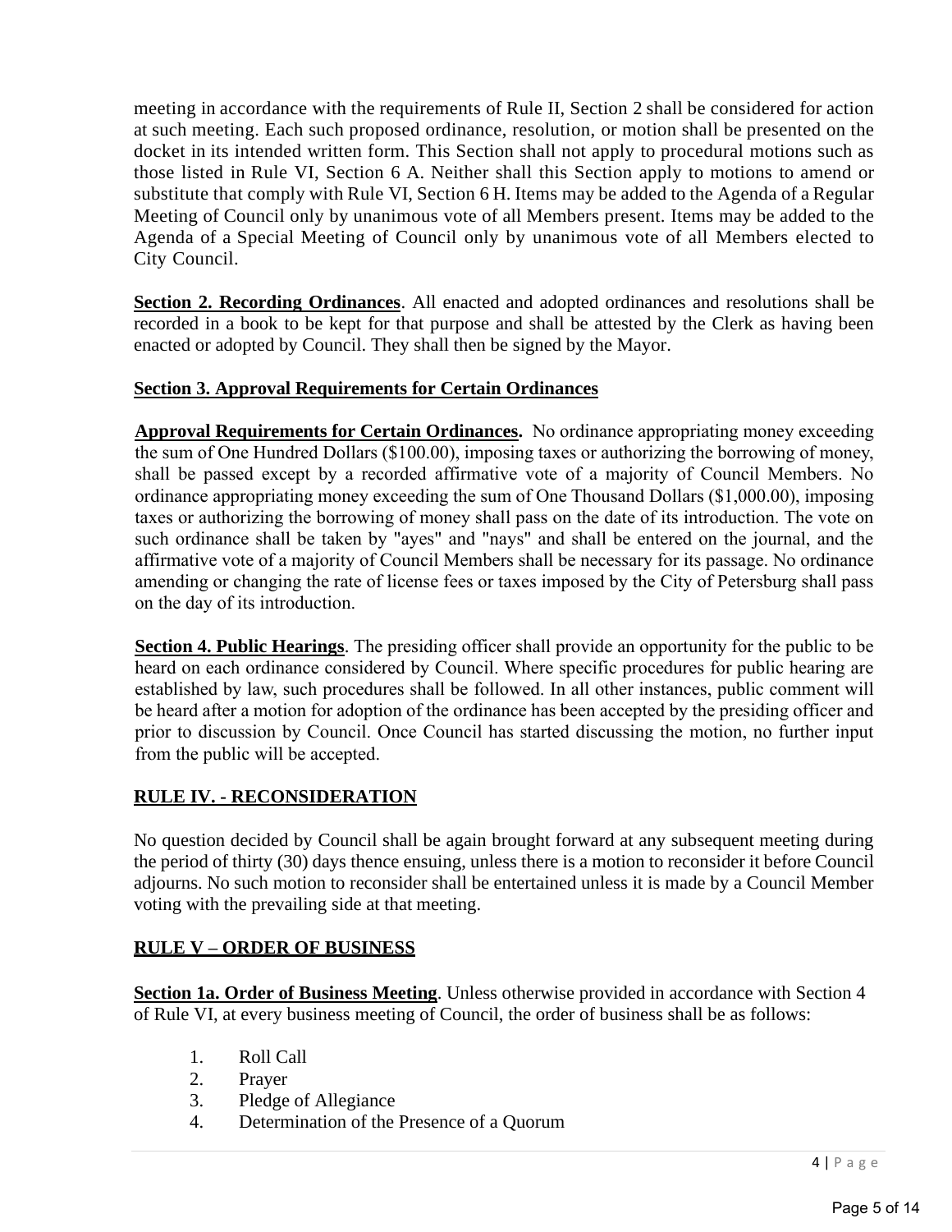meeting in accordance with the requirements of Rule II, Section 2 shall be considered for action at such meeting. Each such proposed ordinance, resolution, or motion shall be presented on the docket in its intended written form. This Section shall not apply to procedural motions such as those listed in Rule VI, Section 6 A. Neither shall this Section apply to motions to amend or substitute that comply with Rule VI, Section 6 H. Items may be added to the Agenda of a Regular Meeting of Council only by unanimous vote of all Members present. Items may be added to the Agenda of a Special Meeting of Council only by unanimous vote of all Members elected to City Council.

**Section 2. Recording Ordinances**. All enacted and adopted ordinances and resolutions shall be recorded in a book to be kept for that purpose and shall be attested by the Clerk as having been enacted or adopted by Council. They shall then be signed by the Mayor.

**Section 3. Approval Requirements for Certain Ordinances**

**Approval Requirements for Certain Ordinances.** No ordinance appropriating money exceeding the sum of One Hundred Dollars ($100.00), imposing taxes or authorizing the borrowing of money, shall be passed except by a recorded affirmative vote of a majority of Council Members. No ordinance appropriating money exceeding the sum of One Thousand Dollars ($1,000.00), imposing taxes or authorizing the borrowing of money shall pass on the date of its introduction. The vote on such ordinance shall be taken by "ayes" and "nays" and shall be entered on the journal, and the affirmative vote of a majority of Council Members shall be necessary for its passage. No ordinance amending or changing the rate of license fees or taxes imposed by the City of Petersburg shall pass on the day of its introduction.

**Section 4. Public Hearings**. The presiding officer shall provide an opportunity for the public to be heard on each ordinance considered by Council. Where specific procedures for public hearing are established by law, such procedures shall be followed. In all other instances, public comment will be heard after a motion for adoption of the ordinance has been accepted by the presiding officer and prior to discussion by Council. Once Council has started discussing the motion, no further input from the public will be accepted.

## RULE IV. - RECONSIDERATION

No question decided by Council shall be again brought forward at any subsequent meeting during the period of thirty (30) days thence ensuing, unless there is a motion to reconsider it before Council adjourns. No such motion to reconsider shall be entertained unless it is made by a Council Member voting with the prevailing side at that meeting.

## RULE V – ORDER OF BUSINESS

**Section 1a. Order of Business Meeting**. Unless otherwise provided in accordance with Section 4 of Rule VI, at every business meeting of Council, the order of business shall be as follows:

1. Roll Call
2. Prayer
3. Pledge of Allegiance
4. Determination of the Presence of a Quorum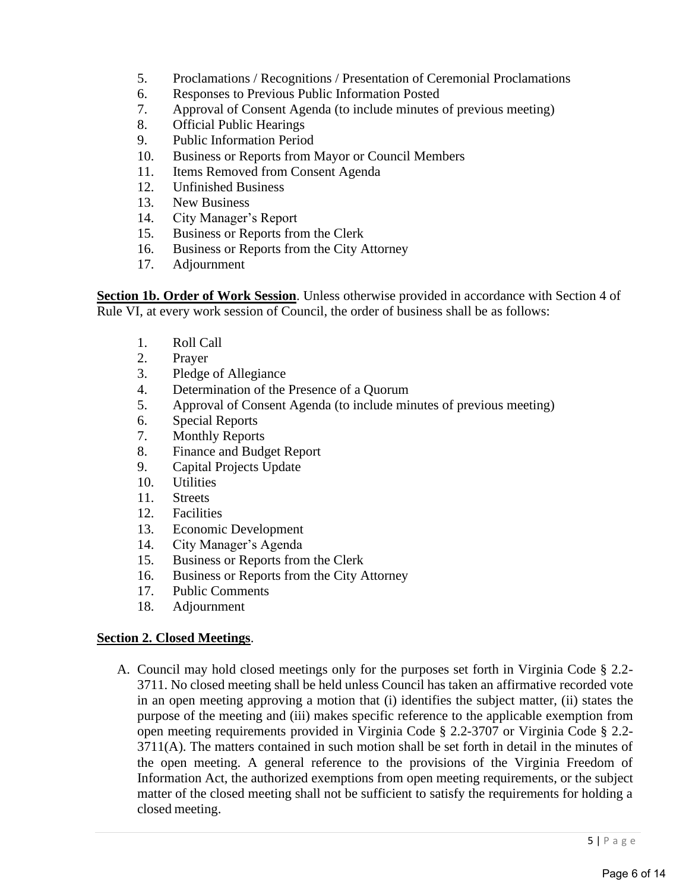5. Proclamations / Recognitions / Presentation of Ceremonial Proclamations
6. Responses to Previous Public Information Posted
7. Approval of Consent Agenda (to include minutes of previous meeting)
8. Official Public Hearings
9. Public Information Period
10. Business or Reports from Mayor or Council Members
11. Items Removed from Consent Agenda
12. Unfinished Business
13. New Business
14. City Manager's Report
15. Business or Reports from the Clerk
16. Business or Reports from the City Attorney
17. Adjournment

**Section 1b. Order of Work Session**. Unless otherwise provided in accordance with Section 4 of Rule VI, at every work session of Council, the order of business shall be as follows:

1. Roll Call
2. Prayer
3. Pledge of Allegiance
4. Determination of the Presence of a Quorum
5. Approval of Consent Agenda (to include minutes of previous meeting)
6. Special Reports
7. Monthly Reports
8. Finance and Budget Report
9. Capital Projects Update
10. Utilities
11. Streets
12. Facilities
13. Economic Development
14. City Manager's Agenda
15. Business or Reports from the Clerk
16. Business or Reports from the City Attorney
17. Public Comments
18. Adjournment

**Section 2. Closed Meetings**.

A. Council may hold closed meetings only for the purposes set forth in Virginia Code § 2.2-3711. No closed meeting shall be held unless Council has taken an affirmative recorded vote in an open meeting approving a motion that (i) identifies the subject matter, (ii) states the purpose of the meeting and (iii) makes specific reference to the applicable exemption from open meeting requirements provided in Virginia Code § 2.2-3707 or Virginia Code § 2.2-3711(A). The matters contained in such motion shall be set forth in detail in the minutes of the open meeting. A general reference to the provisions of the Virginia Freedom of Information Act, the authorized exemptions from open meeting requirements, or the subject matter of the closed meeting shall not be sufficient to satisfy the requirements for holding a closed meeting.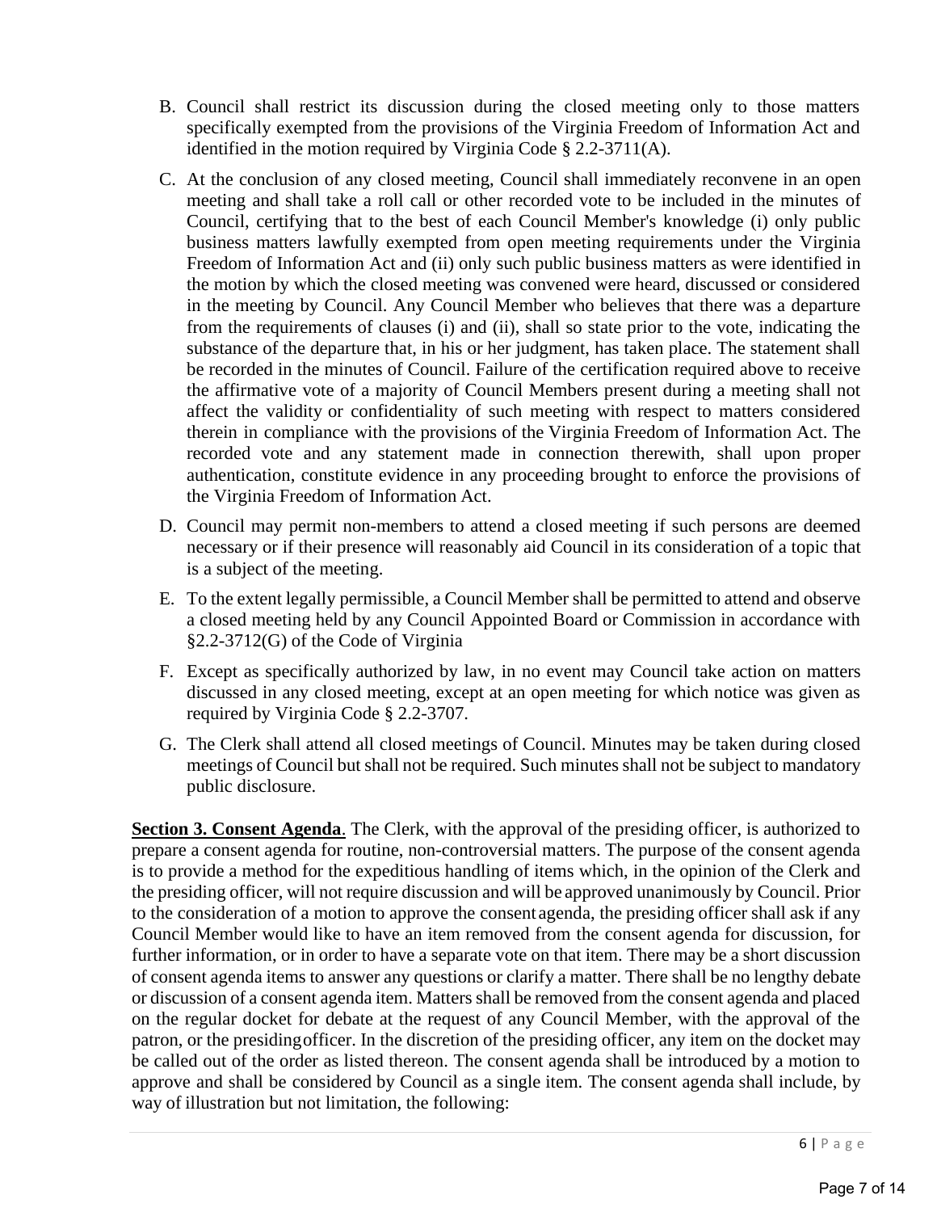B. Council shall restrict its discussion during the closed meeting only to those matters specifically exempted from the provisions of the Virginia Freedom of Information Act and identified in the motion required by Virginia Code § 2.2-3711(A).

C. At the conclusion of any closed meeting, Council shall immediately reconvene in an open meeting and shall take a roll call or other recorded vote to be included in the minutes of Council, certifying that to the best of each Council Member's knowledge (i) only public business matters lawfully exempted from open meeting requirements under the Virginia Freedom of Information Act and (ii) only such public business matters as were identified in the motion by which the closed meeting was convened were heard, discussed or considered in the meeting by Council. Any Council Member who believes that there was a departure from the requirements of clauses (i) and (ii), shall so state prior to the vote, indicating the substance of the departure that, in his or her judgment, has taken place. The statement shall be recorded in the minutes of Council. Failure of the certification required above to receive the affirmative vote of a majority of Council Members present during a meeting shall not affect the validity or confidentiality of such meeting with respect to matters considered therein in compliance with the provisions of the Virginia Freedom of Information Act. The recorded vote and any statement made in connection therewith, shall upon proper authentication, constitute evidence in any proceeding brought to enforce the provisions of the Virginia Freedom of Information Act.

D. Council may permit non-members to attend a closed meeting if such persons are deemed necessary or if their presence will reasonably aid Council in its consideration of a topic that is a subject of the meeting.

E. To the extent legally permissible, a Council Member shall be permitted to attend and observe a closed meeting held by any Council Appointed Board or Commission in accordance with §2.2-3712(G) of the Code of Virginia

F. Except as specifically authorized by law, in no event may Council take action on matters discussed in any closed meeting, except at an open meeting for which notice was given as required by Virginia Code § 2.2-3707.

G. The Clerk shall attend all closed meetings of Council. Minutes may be taken during closed meetings of Council but shall not be required. Such minutes shall not be subject to mandatory public disclosure.

**Section 3. Consent Agenda**. The Clerk, with the approval of the presiding officer, is authorized to prepare a consent agenda for routine, non-controversial matters. The purpose of the consent agenda is to provide a method for the expeditious handling of items which, in the opinion of the Clerk and the presiding officer, will not require discussion and will be approved unanimously by Council. Prior to the consideration of a motion to approve the consent agenda, the presiding officer shall ask if any Council Member would like to have an item removed from the consent agenda for discussion, for further information, or in order to have a separate vote on that item. There may be a short discussion of consent agenda items to answer any questions or clarify a matter. There shall be no lengthy debate or discussion of a consent agenda item. Matters shall be removed from the consent agenda and placed on the regular docket for debate at the request of any Council Member, with the approval of the patron, or the presiding officer. In the discretion of the presiding officer, any item on the docket may be called out of the order as listed thereon. The consent agenda shall be introduced by a motion to approve and shall be considered by Council as a single item. The consent agenda shall include, by way of illustration but not limitation, the following: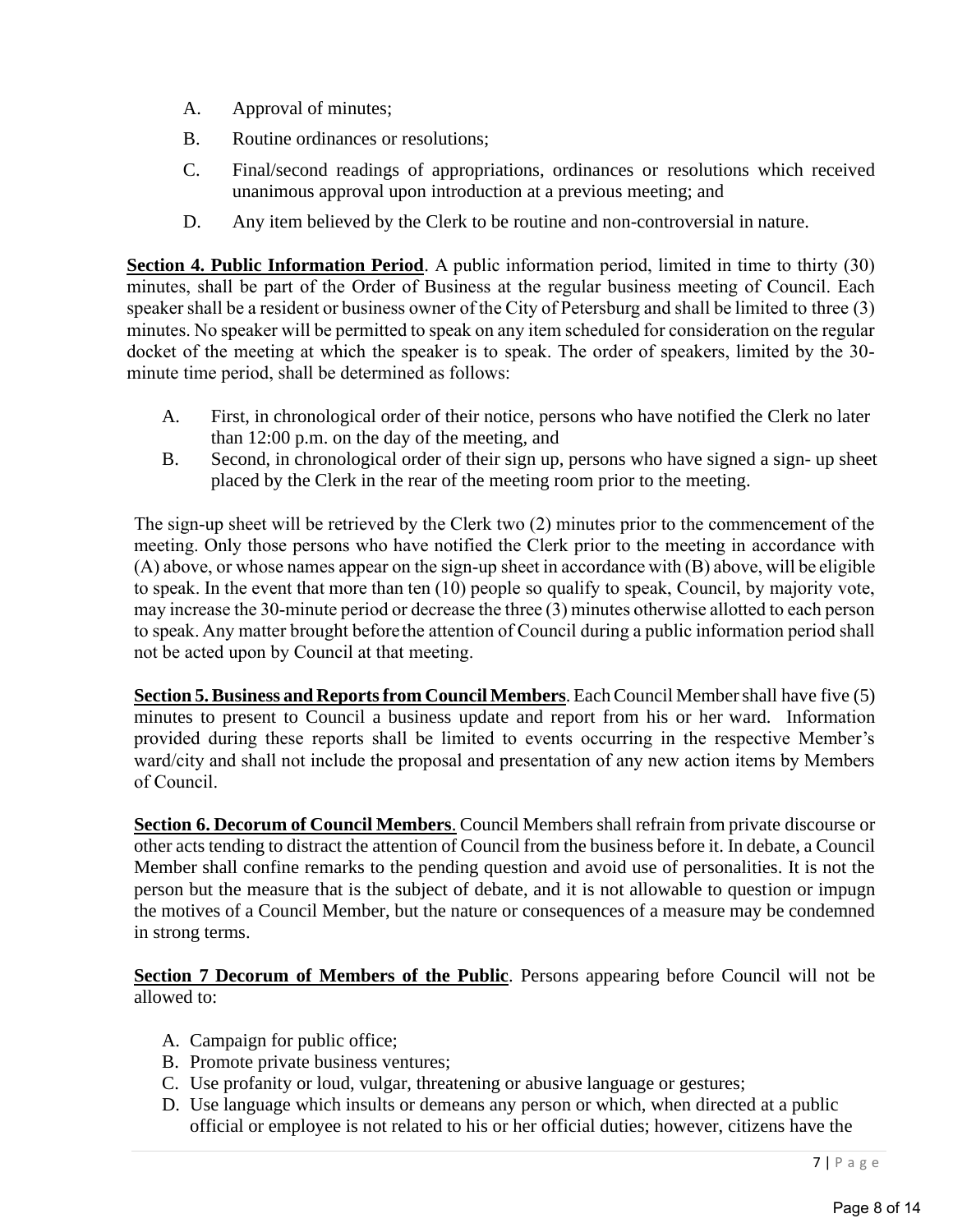A. Approval of minutes;

B. Routine ordinances or resolutions;

C. Final/second readings of appropriations, ordinances or resolutions which received unanimous approval upon introduction at a previous meeting; and

D. Any item believed by the Clerk to be routine and non-controversial in nature.

**Section 4. Public Information Period**. A public information period, limited in time to thirty (30) minutes, shall be part of the Order of Business at the regular business meeting of Council. Each speaker shall be a resident or business owner of the City of Petersburg and shall be limited to three (3) minutes. No speaker will be permitted to speak on any item scheduled for consideration on the regular docket of the meeting at which the speaker is to speak. The order of speakers, limited by the 30-minute time period, shall be determined as follows:

A. First, in chronological order of their notice, persons who have notified the Clerk no later than 12:00 p.m. on the day of the meeting, and

B. Second, in chronological order of their sign up, persons who have signed a sign- up sheet placed by the Clerk in the rear of the meeting room prior to the meeting.

The sign-up sheet will be retrieved by the Clerk two (2) minutes prior to the commencement of the meeting. Only those persons who have notified the Clerk prior to the meeting in accordance with (A) above, or whose names appear on the sign-up sheet in accordance with (B) above, will be eligible to speak. In the event that more than ten (10) people so qualify to speak, Council, by majority vote, may increase the 30-minute period or decrease the three (3) minutes otherwise allotted to each person to speak. Any matter brought before the attention of Council during a public information period shall not be acted upon by Council at that meeting.

**Section 5. Business and Reports from Council Members**. Each Council Member shall have five (5) minutes to present to Council a business update and report from his or her ward. Information provided during these reports shall be limited to events occurring in the respective Member's ward/city and shall not include the proposal and presentation of any new action items by Members of Council.

**Section 6. Decorum of Council Members**. Council Members shall refrain from private discourse or other acts tending to distract the attention of Council from the business before it. In debate, a Council Member shall confine remarks to the pending question and avoid use of personalities. It is not the person but the measure that is the subject of debate, and it is not allowable to question or impugn the motives of a Council Member, but the nature or consequences of a measure may be condemned in strong terms.

**Section 7 Decorum of Members of the Public**. Persons appearing before Council will not be allowed to:

A. Campaign for public office;
B. Promote private business ventures;
C. Use profanity or loud, vulgar, threatening or abusive language or gestures;
D. Use language which insults or demeans any person or which, when directed at a public official or employee is not related to his or her official duties; however, citizens have the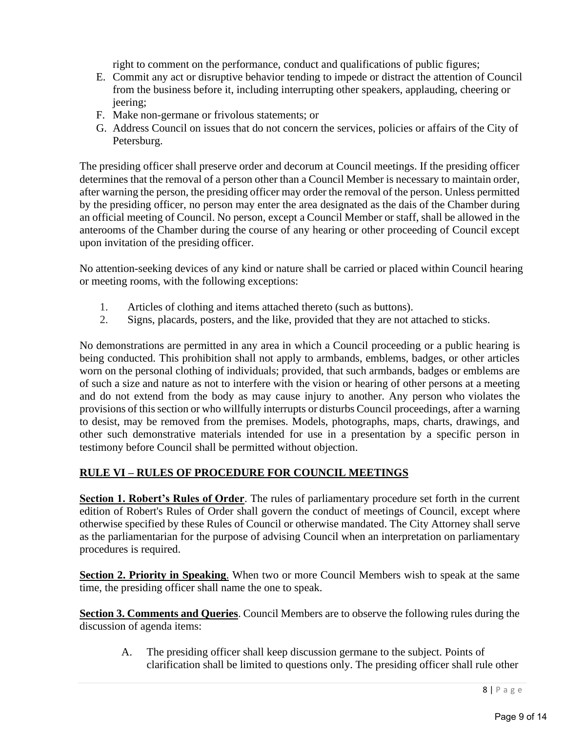right to comment on the performance, conduct and qualifications of public figures;

E. Commit any act or disruptive behavior tending to impede or distract the attention of Council from the business before it, including interrupting other speakers, applauding, cheering or jeering;
F. Make non-germane or frivolous statements; or
G. Address Council on issues that do not concern the services, policies or affairs of the City of Petersburg.

The presiding officer shall preserve order and decorum at Council meetings. If the presiding officer determines that the removal of a person other than a Council Member is necessary to maintain order, after warning the person, the presiding officer may order the removal of the person. Unless permitted by the presiding officer, no person may enter the area designated as the dais of the Chamber during an official meeting of Council. No person, except a Council Member or staff, shall be allowed in the anterooms of the Chamber during the course of any hearing or other proceeding of Council except upon invitation of the presiding officer.

No attention-seeking devices of any kind or nature shall be carried or placed within Council hearing or meeting rooms, with the following exceptions:

1. Articles of clothing and items attached thereto (such as buttons).
2. Signs, placards, posters, and the like, provided that they are not attached to sticks.

No demonstrations are permitted in any area in which a Council proceeding or a public hearing is being conducted. This prohibition shall not apply to armbands, emblems, badges, or other articles worn on the personal clothing of individuals; provided, that such armbands, badges or emblems are of such a size and nature as not to interfere with the vision or hearing of other persons at a meeting and do not extend from the body as may cause injury to another. Any person who violates the provisions of this section or who willfully interrupts or disturbs Council proceedings, after a warning to desist, may be removed from the premises. Models, photographs, maps, charts, drawings, and other such demonstrative materials intended for use in a presentation by a specific person in testimony before Council shall be permitted without objection.

## RULE VI – RULES OF PROCEDURE FOR COUNCIL MEETINGS

**Section 1. Robert's Rules of Order**. The rules of parliamentary procedure set forth in the current edition of Robert's Rules of Order shall govern the conduct of meetings of Council, except where otherwise specified by these Rules of Council or otherwise mandated. The City Attorney shall serve as the parliamentarian for the purpose of advising Council when an interpretation on parliamentary procedures is required.

**Section 2. Priority in Speaking**. When two or more Council Members wish to speak at the same time, the presiding officer shall name the one to speak.

**Section 3. Comments and Queries**. Council Members are to observe the following rules during the discussion of agenda items:

A. The presiding officer shall keep discussion germane to the subject. Points of clarification shall be limited to questions only. The presiding officer shall rule other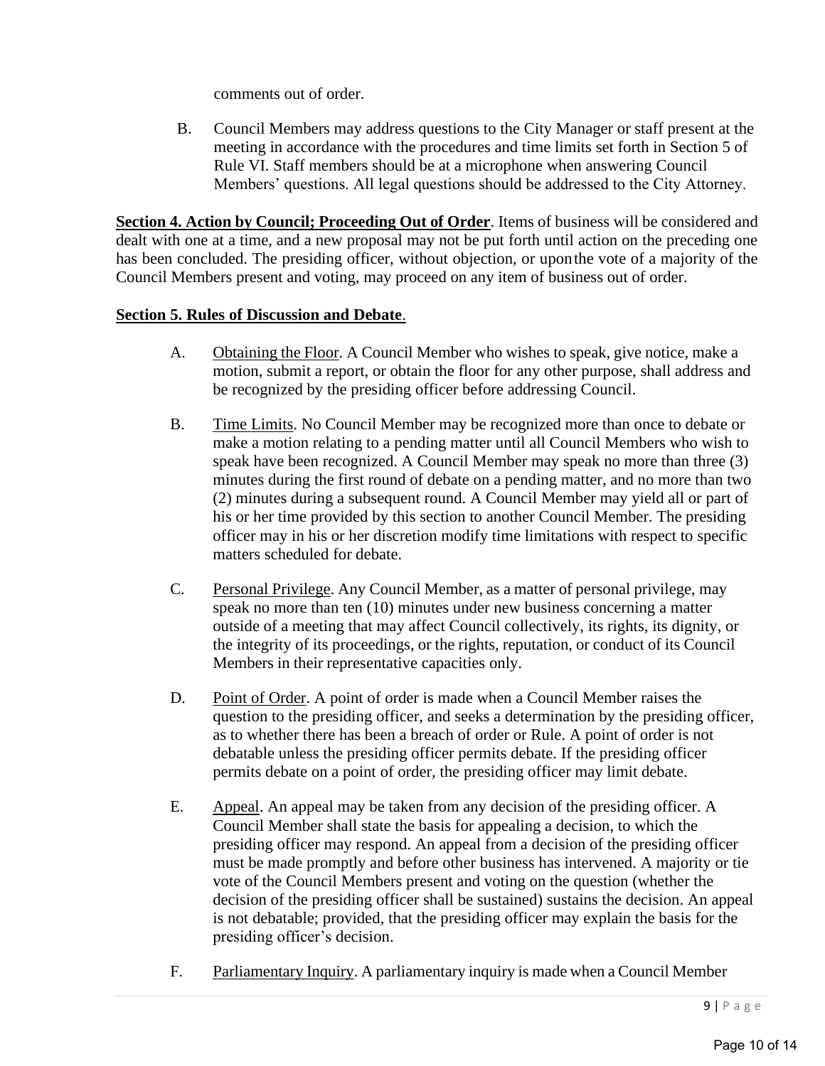comments out of order.

B. Council Members may address questions to the City Manager or staff present at the meeting in accordance with the procedures and time limits set forth in Section 5 of Rule VI. Staff members should be at a microphone when answering Council Members' questions. All legal questions should be addressed to the City Attorney.

**Section 4. Action by Council; Proceeding Out of Order**. Items of business will be considered and dealt with one at a time, and a new proposal may not be put forth until action on the preceding one has been concluded. The presiding officer, without objection, or upon the vote of a majority of the Council Members present and voting, may proceed on any item of business out of order.

**Section 5. Rules of Discussion and Debate**.

A. Obtaining the Floor. A Council Member who wishes to speak, give notice, make a motion, submit a report, or obtain the floor for any other purpose, shall address and be recognized by the presiding officer before addressing Council.

B. Time Limits. No Council Member may be recognized more than once to debate or make a motion relating to a pending matter until all Council Members who wish to speak have been recognized. A Council Member may speak no more than three (3) minutes during the first round of debate on a pending matter, and no more than two (2) minutes during a subsequent round. A Council Member may yield all or part of his or her time provided by this section to another Council Member. The presiding officer may in his or her discretion modify time limitations with respect to specific matters scheduled for debate.

C. Personal Privilege. Any Council Member, as a matter of personal privilege, may speak no more than ten (10) minutes under new business concerning a matter outside of a meeting that may affect Council collectively, its rights, its dignity, or the integrity of its proceedings, or the rights, reputation, or conduct of its Council Members in their representative capacities only.

D. Point of Order. A point of order is made when a Council Member raises the question to the presiding officer, and seeks a determination by the presiding officer, as to whether there has been a breach of order or Rule. A point of order is not debatable unless the presiding officer permits debate. If the presiding officer permits debate on a point of order, the presiding officer may limit debate.

E. Appeal. An appeal may be taken from any decision of the presiding officer. A Council Member shall state the basis for appealing a decision, to which the presiding officer may respond. An appeal from a decision of the presiding officer must be made promptly and before other business has intervened. A majority or tie vote of the Council Members present and voting on the question (whether the decision of the presiding officer shall be sustained) sustains the decision. An appeal is not debatable; provided, that the presiding officer may explain the basis for the presiding officer's decision.

F. Parliamentary Inquiry. A parliamentary inquiry is made when a Council Member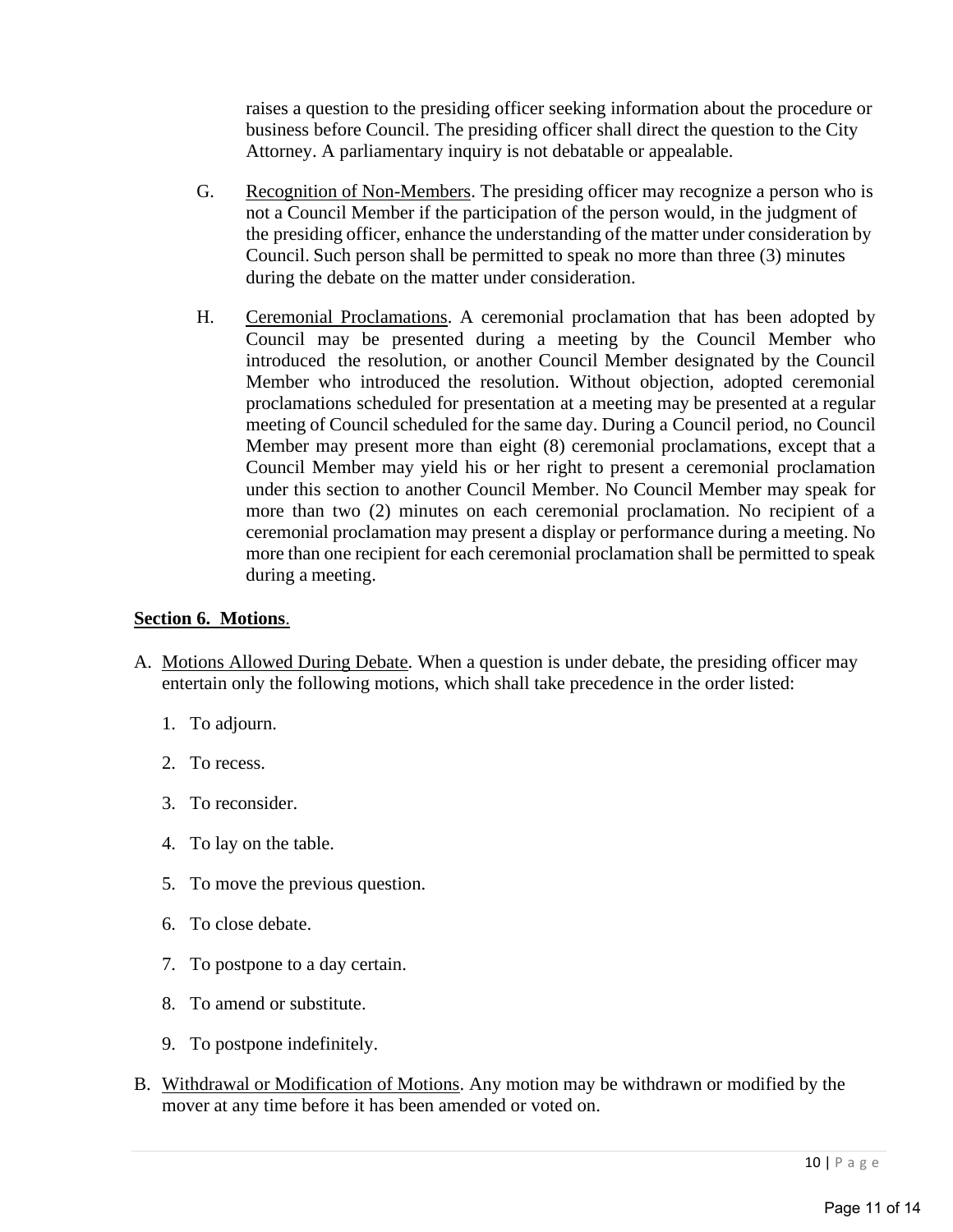raises a question to the presiding officer seeking information about the procedure or business before Council. The presiding officer shall direct the question to the City Attorney. A parliamentary inquiry is not debatable or appealable.

G. Recognition of Non-Members. The presiding officer may recognize a person who is not a Council Member if the participation of the person would, in the judgment of the presiding officer, enhance the understanding of the matter under consideration by Council. Such person shall be permitted to speak no more than three (3) minutes during the debate on the matter under consideration.

H. Ceremonial Proclamations. A ceremonial proclamation that has been adopted by Council may be presented during a meeting by the Council Member who introduced the resolution, or another Council Member designated by the Council Member who introduced the resolution. Without objection, adopted ceremonial proclamations scheduled for presentation at a meeting may be presented at a regular meeting of Council scheduled for the same day. During a Council period, no Council Member may present more than eight (8) ceremonial proclamations, except that a Council Member may yield his or her right to present a ceremonial proclamation under this section to another Council Member. No Council Member may speak for more than two (2) minutes on each ceremonial proclamation. No recipient of a ceremonial proclamation may present a display or performance during a meeting. No more than one recipient for each ceremonial proclamation shall be permitted to speak during a meeting.

**Section 6. Motions.**

A. Motions Allowed During Debate. When a question is under debate, the presiding officer may entertain only the following motions, which shall take precedence in the order listed:

1. To adjourn.
2. To recess.
3. To reconsider.
4. To lay on the table.
5. To move the previous question.
6. To close debate.
7. To postpone to a day certain.
8. To amend or substitute.
9. To postpone indefinitely.

B. Withdrawal or Modification of Motions. Any motion may be withdrawn or modified by the mover at any time before it has been amended or voted on.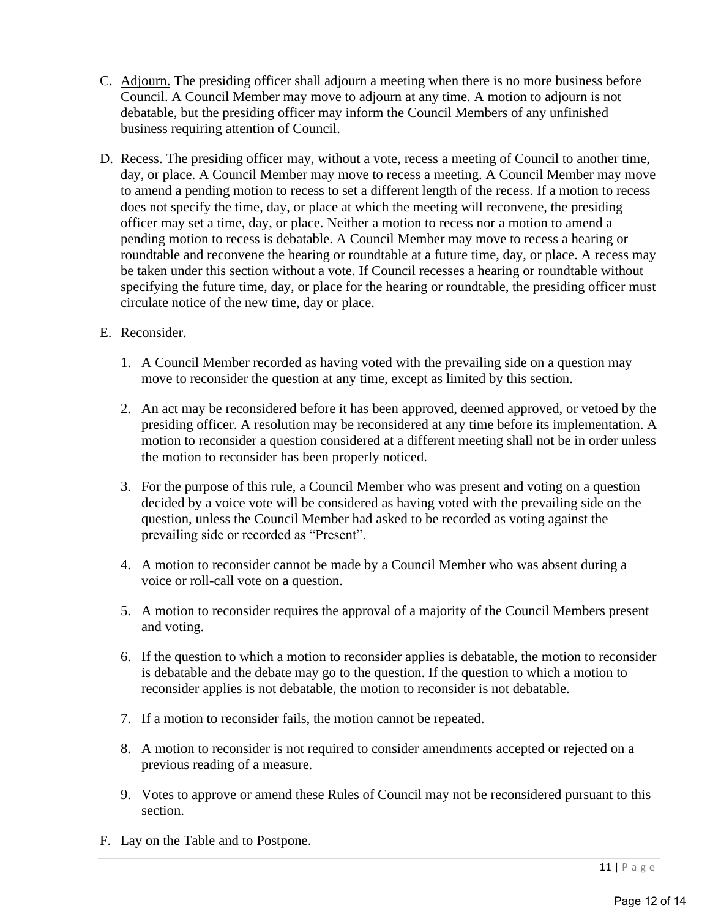C. Adjourn. The presiding officer shall adjourn a meeting when there is no more business before Council. A Council Member may move to adjourn at any time. A motion to adjourn is not debatable, but the presiding officer may inform the Council Members of any unfinished business requiring attention of Council.

D. Recess. The presiding officer may, without a vote, recess a meeting of Council to another time, day, or place. A Council Member may move to recess a meeting. A Council Member may move to amend a pending motion to recess to set a different length of the recess. If a motion to recess does not specify the time, day, or place at which the meeting will reconvene, the presiding officer may set a time, day, or place. Neither a motion to recess nor a motion to amend a pending motion to recess is debatable. A Council Member may move to recess a hearing or roundtable and reconvene the hearing or roundtable at a future time, day, or place. A recess may be taken under this section without a vote. If Council recesses a hearing or roundtable without specifying the future time, day, or place for the hearing or roundtable, the presiding officer must circulate notice of the new time, day or place.

E. Reconsider.

1. A Council Member recorded as having voted with the prevailing side on a question may move to reconsider the question at any time, except as limited by this section.

2. An act may be reconsidered before it has been approved, deemed approved, or vetoed by the presiding officer. A resolution may be reconsidered at any time before its implementation. A motion to reconsider a question considered at a different meeting shall not be in order unless the motion to reconsider has been properly noticed.

3. For the purpose of this rule, a Council Member who was present and voting on a question decided by a voice vote will be considered as having voted with the prevailing side on the question, unless the Council Member had asked to be recorded as voting against the prevailing side or recorded as "Present".

4. A motion to reconsider cannot be made by a Council Member who was absent during a voice or roll-call vote on a question.

5. A motion to reconsider requires the approval of a majority of the Council Members present and voting.

6. If the question to which a motion to reconsider applies is debatable, the motion to reconsider is debatable and the debate may go to the question. If the question to which a motion to reconsider applies is not debatable, the motion to reconsider is not debatable.

7. If a motion to reconsider fails, the motion cannot be repeated.

8. A motion to reconsider is not required to consider amendments accepted or rejected on a previous reading of a measure.

9. Votes to approve or amend these Rules of Council may not be reconsidered pursuant to this section.

F. Lay on the Table and to Postpone.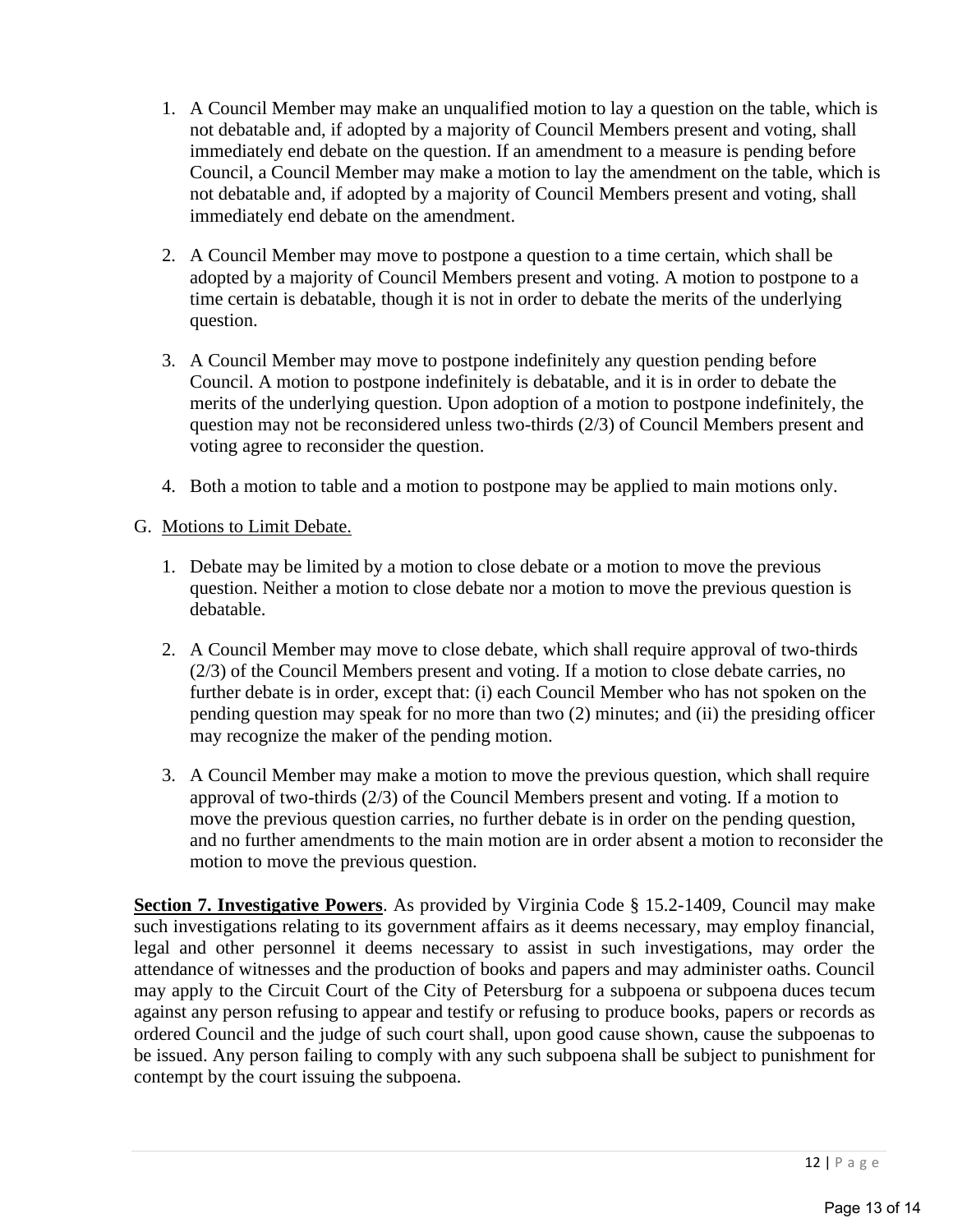1. A Council Member may make an unqualified motion to lay a question on the table, which is not debatable and, if adopted by a majority of Council Members present and voting, shall immediately end debate on the question. If an amendment to a measure is pending before Council, a Council Member may make a motion to lay the amendment on the table, which is not debatable and, if adopted by a majority of Council Members present and voting, shall immediately end debate on the amendment.

2. A Council Member may move to postpone a question to a time certain, which shall be adopted by a majority of Council Members present and voting. A motion to postpone to a time certain is debatable, though it is not in order to debate the merits of the underlying question.

3. A Council Member may move to postpone indefinitely any question pending before Council. A motion to postpone indefinitely is debatable, and it is in order to debate the merits of the underlying question. Upon adoption of a motion to postpone indefinitely, the question may not be reconsidered unless two-thirds (2/3) of Council Members present and voting agree to reconsider the question.

4. Both a motion to table and a motion to postpone may be applied to main motions only.

G. <u>Motions to Limit Debate.</u>

1. Debate may be limited by a motion to close debate or a motion to move the previous question. Neither a motion to close debate nor a motion to move the previous question is debatable.

2. A Council Member may move to close debate, which shall require approval of two-thirds (2/3) of the Council Members present and voting. If a motion to close debate carries, no further debate is in order, except that: (i) each Council Member who has not spoken on the pending question may speak for no more than two (2) minutes; and (ii) the presiding officer may recognize the maker of the pending motion.

3. A Council Member may make a motion to move the previous question, which shall require approval of two-thirds (2/3) of the Council Members present and voting. If a motion to move the previous question carries, no further debate is in order on the pending question, and no further amendments to the main motion are in order absent a motion to reconsider the motion to move the previous question.

**<u>Section 7. Investigative Powers</u>**. As provided by Virginia Code § 15.2-1409, Council may make such investigations relating to its government affairs as it deems necessary, may employ financial, legal and other personnel it deems necessary to assist in such investigations, may order the attendance of witnesses and the production of books and papers and may administer oaths. Council may apply to the Circuit Court of the City of Petersburg for a subpoena or subpoena duces tecum against any person refusing to appear and testify or refusing to produce books, papers or records as ordered Council and the judge of such court shall, upon good cause shown, cause the subpoenas to be issued. Any person failing to comply with any such subpoena shall be subject to punishment for contempt by the court issuing the subpoena.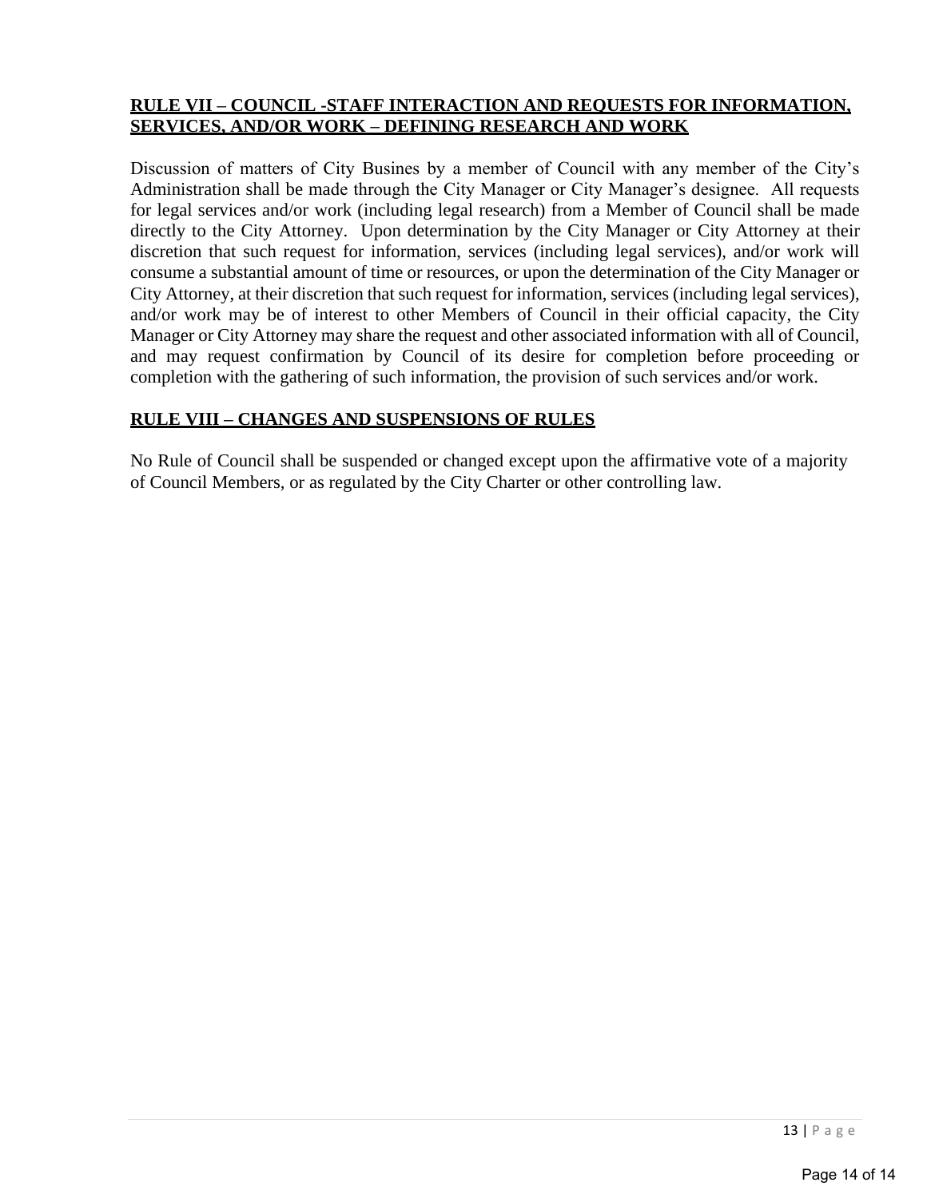## **RULE VII – COUNCIL -STAFF INTERACTION AND REQUESTS FOR INFORMATION, SERVICES, AND/OR WORK – DEFINING RESEARCH AND WORK**

Discussion of matters of City Busines by a member of Council with any member of the City's Administration shall be made through the City Manager or City Manager's designee. All requests for legal services and/or work (including legal research) from a Member of Council shall be made directly to the City Attorney. Upon determination by the City Manager or City Attorney at their discretion that such request for information, services (including legal services), and/or work will consume a substantial amount of time or resources, or upon the determination of the City Manager or City Attorney, at their discretion that such request for information, services (including legal services), and/or work may be of interest to other Members of Council in their official capacity, the City Manager or City Attorney may share the request and other associated information with all of Council, and may request confirmation by Council of its desire for completion before proceeding or completion with the gathering of such information, the provision of such services and/or work.

## **RULE VIII – CHANGES AND SUSPENSIONS OF RULES**

No Rule of Council shall be suspended or changed except upon the affirmative vote of a majority of Council Members, or as regulated by the City Charter or other controlling law.